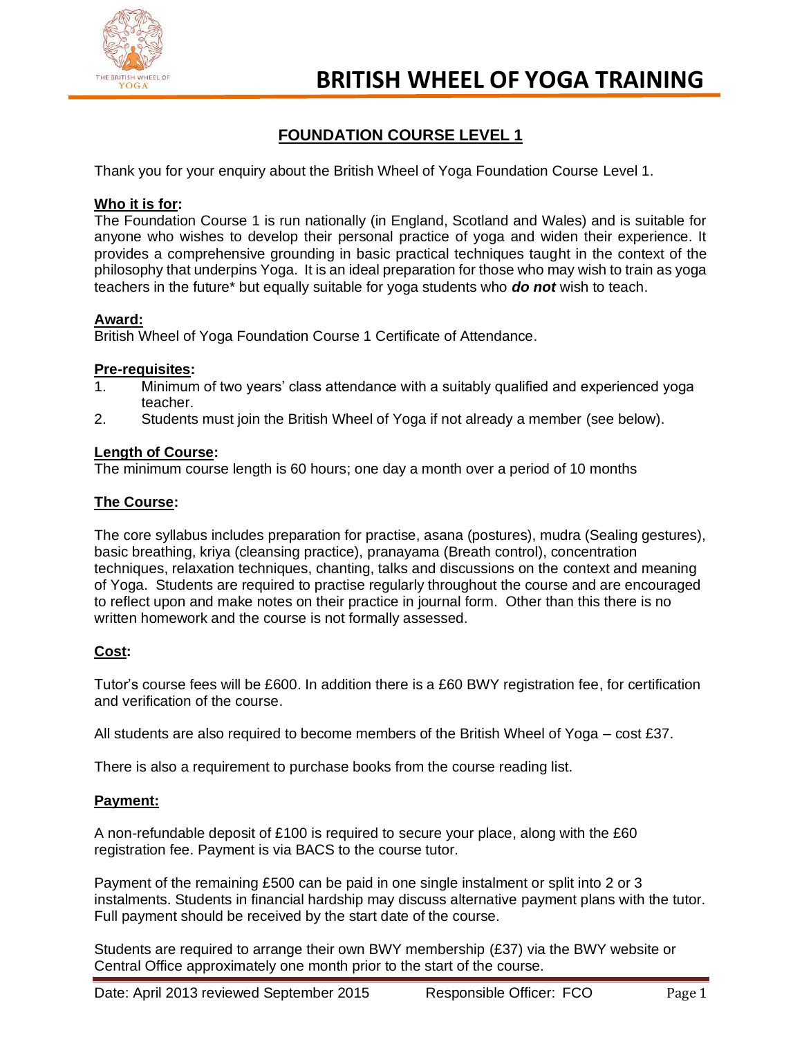# BRITISH WHEEL OF YOGA TRAINING

## FOUNDATION COURSE LEVEL 1

Thank you for your enquiry about the British Wheel of Yoga Foundation Course Level 1.

### Who it is for:

The Foundation Course 1 is run nationally (in England, Scotland and Wales) and is suitable for anyone who wishes to develop their personal practice of yoga and widen their experience. It provides a comprehensive grounding in basic practical techniques taught in the context of the philosophy that underpins Yoga. It is an ideal preparation for those who may wish to train as yoga teachers in the future* but equally suitable for yoga students who ***do not*** wish to teach.

### Award:

British Wheel of Yoga Foundation Course 1 Certificate of Attendance.

### Pre-requisites:

1. Minimum of two years' class attendance with a suitably qualified and experienced yoga teacher.
2. Students must join the British Wheel of Yoga if not already a member (see below).

### Length of Course:

The minimum course length is 60 hours; one day a month over a period of 10 months

### The Course:

The core syllabus includes preparation for practise, asana (postures), mudra (Sealing gestures), basic breathing, kriya (cleansing practice), pranayama (Breath control), concentration techniques, relaxation techniques, chanting, talks and discussions on the context and meaning of Yoga. Students are required to practise regularly throughout the course and are encouraged to reflect upon and make notes on their practice in journal form. Other than this there is no written homework and the course is not formally assessed.

### Cost:

Tutor's course fees will be £600. In addition there is a £60 BWY registration fee, for certification and verification of the course.

All students are also required to become members of the British Wheel of Yoga – cost £37.

There is also a requirement to purchase books from the course reading list.

### Payment:

A non-refundable deposit of £100 is required to secure your place, along with the £60 registration fee. Payment is via BACS to the course tutor.

Payment of the remaining £500 can be paid in one single instalment or split into 2 or 3 instalments. Students in financial hardship may discuss alternative payment plans with the tutor. Full payment should be received by the start date of the course.

Students are required to arrange their own BWY membership (£37) via the BWY website or Central Office approximately one month prior to the start of the course.

Date: April 2013 reviewed September 2015 Responsible Officer: FCO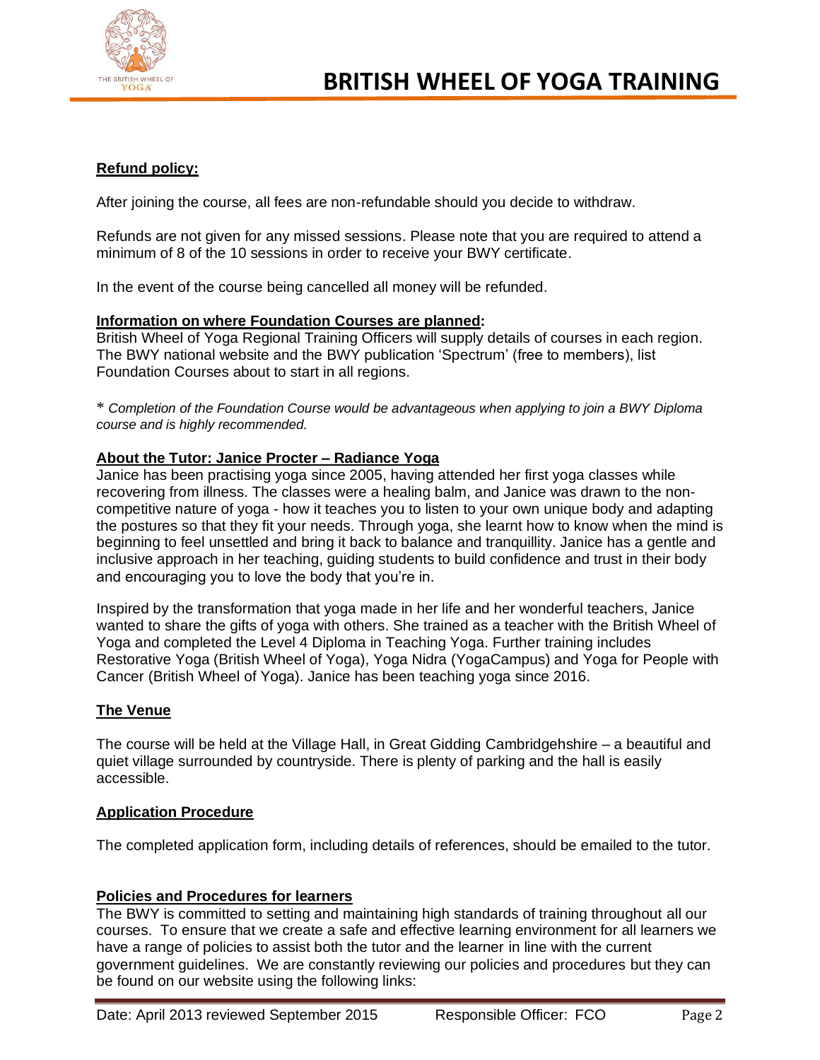**Refund policy:**

After joining the course, all fees are non-refundable should you decide to withdraw.

Refunds are not given for any missed sessions. Please note that you are required to attend a minimum of 8 of the 10 sessions in order to receive your BWY certificate.

In the event of the course being cancelled all money will be refunded.

**Information on where Foundation Courses are planned:**
British Wheel of Yoga Regional Training Officers will supply details of courses in each region. The BWY national website and the BWY publication 'Spectrum' (free to members), list Foundation Courses about to start in all regions.

* *Completion of the Foundation Course would be advantageous when applying to join a BWY Diploma course and is highly recommended.*

**About the Tutor: Janice Procter – Radiance Yoga**
Janice has been practising yoga since 2005, having attended her first yoga classes while recovering from illness. The classes were a healing balm, and Janice was drawn to the non-competitive nature of yoga - how it teaches you to listen to your own unique body and adapting the postures so that they fit your needs. Through yoga, she learnt how to know when the mind is beginning to feel unsettled and bring it back to balance and tranquillity. Janice has a gentle and inclusive approach in her teaching, guiding students to build confidence and trust in their body and encouraging you to love the body that you're in.

Inspired by the transformation that yoga made in her life and her wonderful teachers, Janice wanted to share the gifts of yoga with others. She trained as a teacher with the British Wheel of Yoga and completed the Level 4 Diploma in Teaching Yoga. Further training includes Restorative Yoga (British Wheel of Yoga), Yoga Nidra (YogaCampus) and Yoga for People with Cancer (British Wheel of Yoga). Janice has been teaching yoga since 2016.

**The Venue**

The course will be held at the Village Hall, in Great Gidding Cambridgehshire – a beautiful and quiet village surrounded by countryside. There is plenty of parking and the hall is easily accessible.

**Application Procedure**

The completed application form, including details of references, should be emailed to the tutor.

**Policies and Procedures for learners**
The BWY is committed to setting and maintaining high standards of training throughout all our courses. To ensure that we create a safe and effective learning environment for all learners we have a range of policies to assist both the tutor and the learner in line with the current government guidelines. We are constantly reviewing our policies and procedures but they can be found on our website using the following links: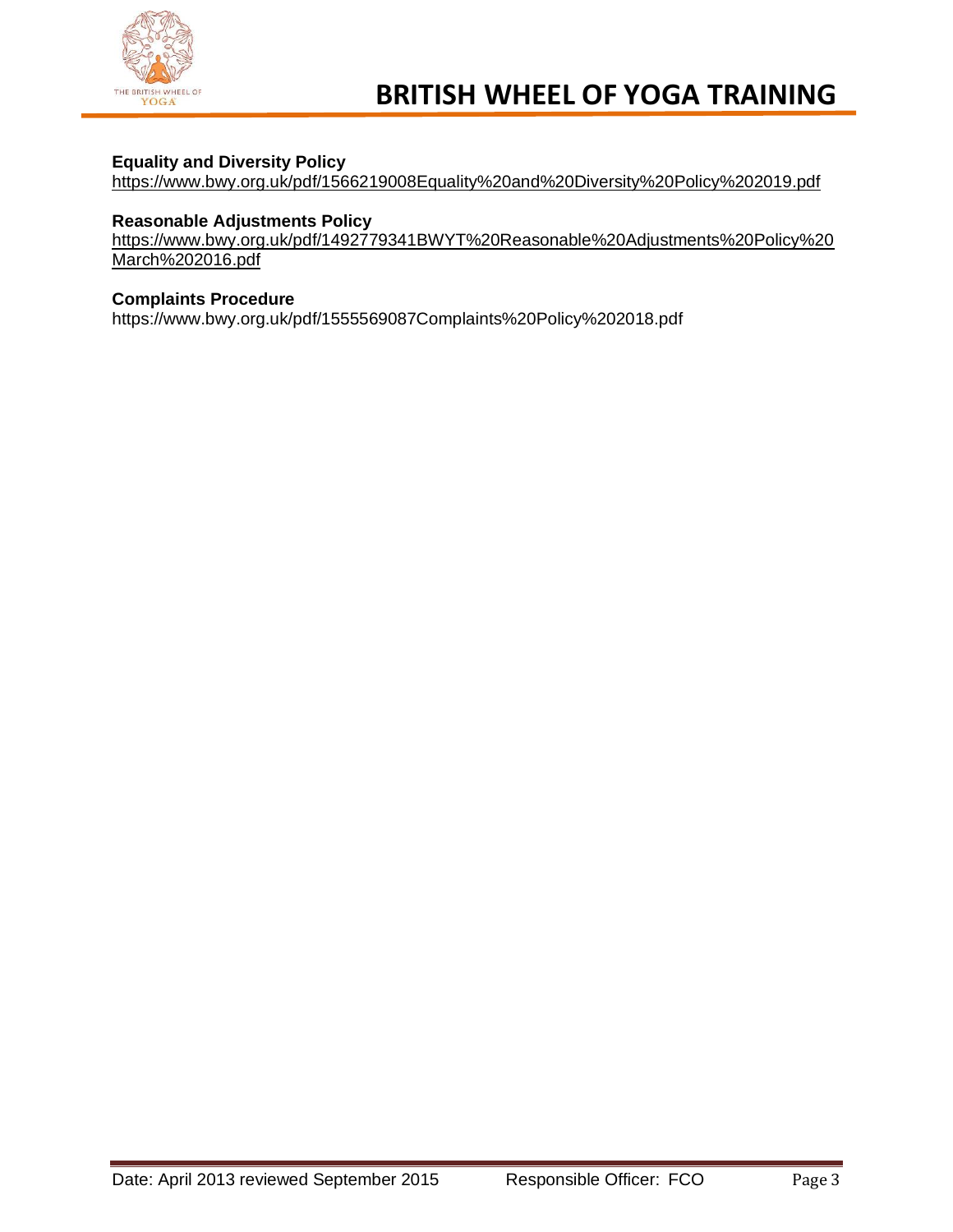**Equality and Diversity Policy**

https://www.bwy.org.uk/pdf/1566219008Equality%20and%20Diversity%20Policy%202019.pdf

**Reasonable Adjustments Policy**

https://www.bwy.org.uk/pdf/1492779341BWYT%20Reasonable%20Adjustments%20Policy%20March%202016.pdf

**Complaints Procedure**

https://www.bwy.org.uk/pdf/1555569087Complaints%20Policy%202018.pdf